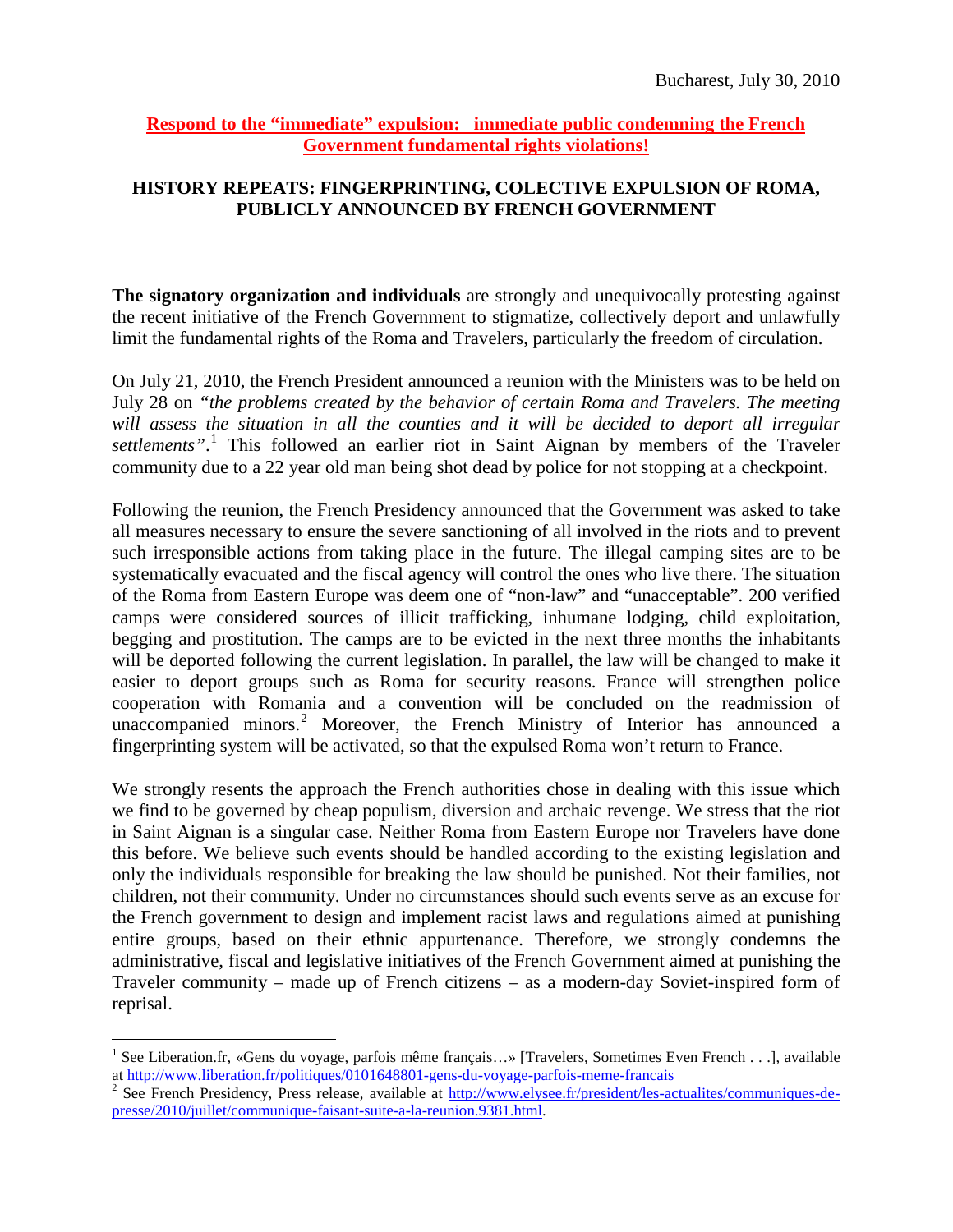Bucharest, July 30, 2010

**Respond to the "immediate" expulsion: immediate public condemning the French Government fundamental rights violations!**

## HISTORY REPEATS: FINGERPRINTING, COLECTIVE EXPULSION OF ROMA, PUBLICLY ANNOUNCED BY FRENCH GOVERNMENT

**The signatory organization and individuals** are strongly and unequivocally protesting against the recent initiative of the French Government to stigmatize, collectively deport and unlawfully limit the fundamental rights of the Roma and Travelers, particularly the freedom of circulation.

On July 21, 2010, the French President announced a reunion with the Ministers was to be held on July 28 on *"the problems created by the behavior of certain Roma and Travelers. The meeting will assess the situation in all the counties and it will be decided to deport all irregular settlements"*.[1] This followed an earlier riot in Saint Aignan by members of the Traveler community due to a 22 year old man being shot dead by police for not stopping at a checkpoint.

Following the reunion, the French Presidency announced that the Government was asked to take all measures necessary to ensure the severe sanctioning of all involved in the riots and to prevent such irresponsible actions from taking place in the future. The illegal camping sites are to be systematically evacuated and the fiscal agency will control the ones who live there. The situation of the Roma from Eastern Europe was deem one of "non-law" and "unacceptable". 200 verified camps were considered sources of illicit trafficking, inhumane lodging, child exploitation, begging and prostitution. The camps are to be evicted in the next three months the inhabitants will be deported following the current legislation. In parallel, the law will be changed to make it easier to deport groups such as Roma for security reasons. France will strengthen police cooperation with Romania and a convention will be concluded on the readmission of unaccompanied minors.[2] Moreover, the French Ministry of Interior has announced a fingerprinting system will be activated, so that the expulsed Roma won't return to France.

We strongly resents the approach the French authorities chose in dealing with this issue which we find to be governed by cheap populism, diversion and archaic revenge. We stress that the riot in Saint Aignan is a singular case. Neither Roma from Eastern Europe nor Travelers have done this before. We believe such events should be handled according to the existing legislation and only the individuals responsible for breaking the law should be punished. Not their families, not children, not their community. Under no circumstances should such events serve as an excuse for the French government to design and implement racist laws and regulations aimed at punishing entire groups, based on their ethnic appurtenance. Therefore, we strongly condemns the administrative, fiscal and legislative initiatives of the French Government aimed at punishing the Traveler community – made up of French citizens – as a modern-day Soviet-inspired form of reprisal.

---

[1] See Liberation.fr, «Gens du voyage, parfois même français…» [Travelers, Sometimes Even French . . .], available at http://www.liberation.fr/politiques/0101648801-gens-du-voyage-parfois-meme-francais

[2] See French Presidency, Press release, available at http://www.elysee.fr/president/les-actualites/communiques-de-presse/2010/juillet/communique-faisant-suite-a-la-reunion.9381.html.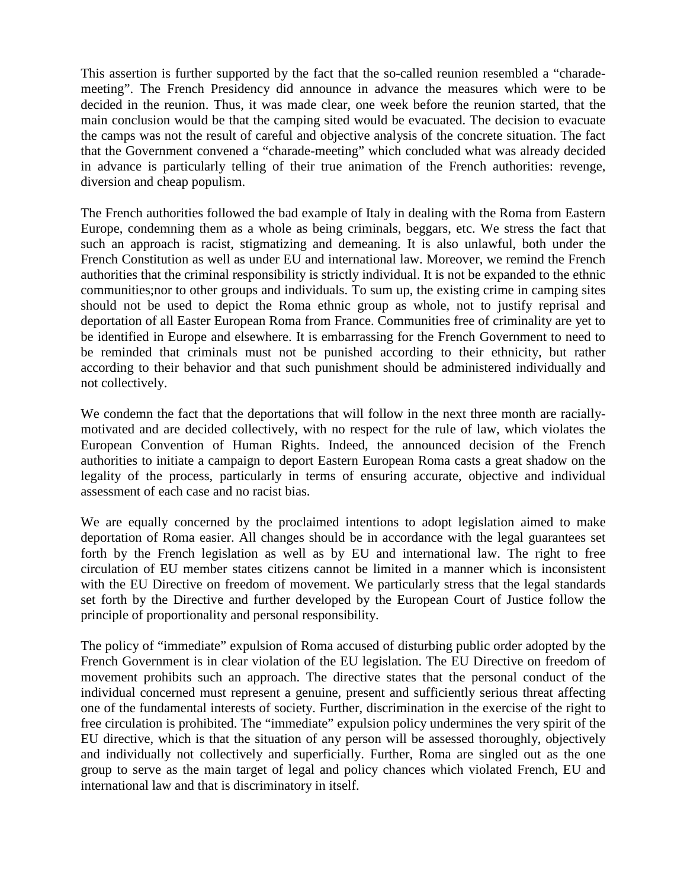This assertion is further supported by the fact that the so-called reunion resembled a "charade-meeting". The French Presidency did announce in advance the measures which were to be decided in the reunion. Thus, it was made clear, one week before the reunion started, that the main conclusion would be that the camping sited would be evacuated. The decision to evacuate the camps was not the result of careful and objective analysis of the concrete situation. The fact that the Government convened a "charade-meeting" which concluded what was already decided in advance is particularly telling of their true animation of the French authorities: revenge, diversion and cheap populism.

The French authorities followed the bad example of Italy in dealing with the Roma from Eastern Europe, condemning them as a whole as being criminals, beggars, etc. We stress the fact that such an approach is racist, stigmatizing and demeaning. It is also unlawful, both under the French Constitution as well as under EU and international law. Moreover, we remind the French authorities that the criminal responsibility is strictly individual. It is not be expanded to the ethnic communities;nor to other groups and individuals. To sum up, the existing crime in camping sites should not be used to depict the Roma ethnic group as whole, not to justify reprisal and deportation of all Easter European Roma from France. Communities free of criminality are yet to be identified in Europe and elsewhere. It is embarrassing for the French Government to need to be reminded that criminals must not be punished according to their ethnicity, but rather according to their behavior and that such punishment should be administered individually and not collectively.

We condemn the fact that the deportations that will follow in the next three month are racially-motivated and are decided collectively, with no respect for the rule of law, which violates the European Convention of Human Rights. Indeed, the announced decision of the French authorities to initiate a campaign to deport Eastern European Roma casts a great shadow on the legality of the process, particularly in terms of ensuring accurate, objective and individual assessment of each case and no racist bias.

We are equally concerned by the proclaimed intentions to adopt legislation aimed to make deportation of Roma easier. All changes should be in accordance with the legal guarantees set forth by the French legislation as well as by EU and international law. The right to free circulation of EU member states citizens cannot be limited in a manner which is inconsistent with the EU Directive on freedom of movement. We particularly stress that the legal standards set forth by the Directive and further developed by the European Court of Justice follow the principle of proportionality and personal responsibility.

The policy of "immediate" expulsion of Roma accused of disturbing public order adopted by the French Government is in clear violation of the EU legislation. The EU Directive on freedom of movement prohibits such an approach. The directive states that the personal conduct of the individual concerned must represent a genuine, present and sufficiently serious threat affecting one of the fundamental interests of society. Further, discrimination in the exercise of the right to free circulation is prohibited. The "immediate" expulsion policy undermines the very spirit of the EU directive, which is that the situation of any person will be assessed thoroughly, objectively and individually not collectively and superficially. Further, Roma are singled out as the one group to serve as the main target of legal and policy chances which violated French, EU and international law and that is discriminatory in itself.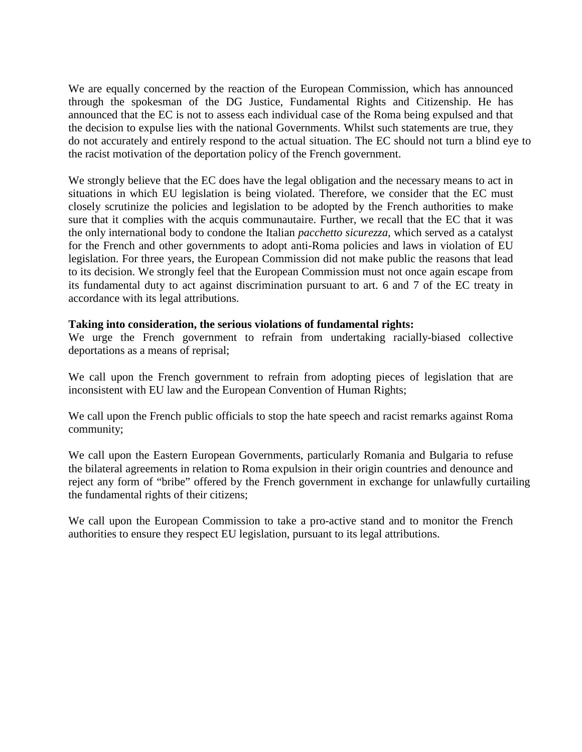We are equally concerned by the reaction of the European Commission, which has announced through the spokesman of the DG Justice, Fundamental Rights and Citizenship. He has announced that the EC is not to assess each individual case of the Roma being expulsed and that the decision to expulse lies with the national Governments. Whilst such statements are true, they do not accurately and entirely respond to the actual situation. The EC should not turn a blind eye to the racist motivation of the deportation policy of the French government.

We strongly believe that the EC does have the legal obligation and the necessary means to act in situations in which EU legislation is being violated. Therefore, we consider that the EC must closely scrutinize the policies and legislation to be adopted by the French authorities to make sure that it complies with the acquis communautaire. Further, we recall that the EC that it was the only international body to condone the Italian *pacchetto sicurezza*, which served as a catalyst for the French and other governments to adopt anti-Roma policies and laws in violation of EU legislation. For three years, the European Commission did not make public the reasons that lead to its decision. We strongly feel that the European Commission must not once again escape from its fundamental duty to act against discrimination pursuant to art. 6 and 7 of the EC treaty in accordance with its legal attributions.

**Taking into consideration, the serious violations of fundamental rights:**

We urge the French government to refrain from undertaking racially-biased collective deportations as a means of reprisal;

We call upon the French government to refrain from adopting pieces of legislation that are inconsistent with EU law and the European Convention of Human Rights;

We call upon the French public officials to stop the hate speech and racist remarks against Roma community;

We call upon the Eastern European Governments, particularly Romania and Bulgaria to refuse the bilateral agreements in relation to Roma expulsion in their origin countries and denounce and reject any form of "bribe" offered by the French government in exchange for unlawfully curtailing the fundamental rights of their citizens;

We call upon the European Commission to take a pro-active stand and to monitor the French authorities to ensure they respect EU legislation, pursuant to its legal attributions.